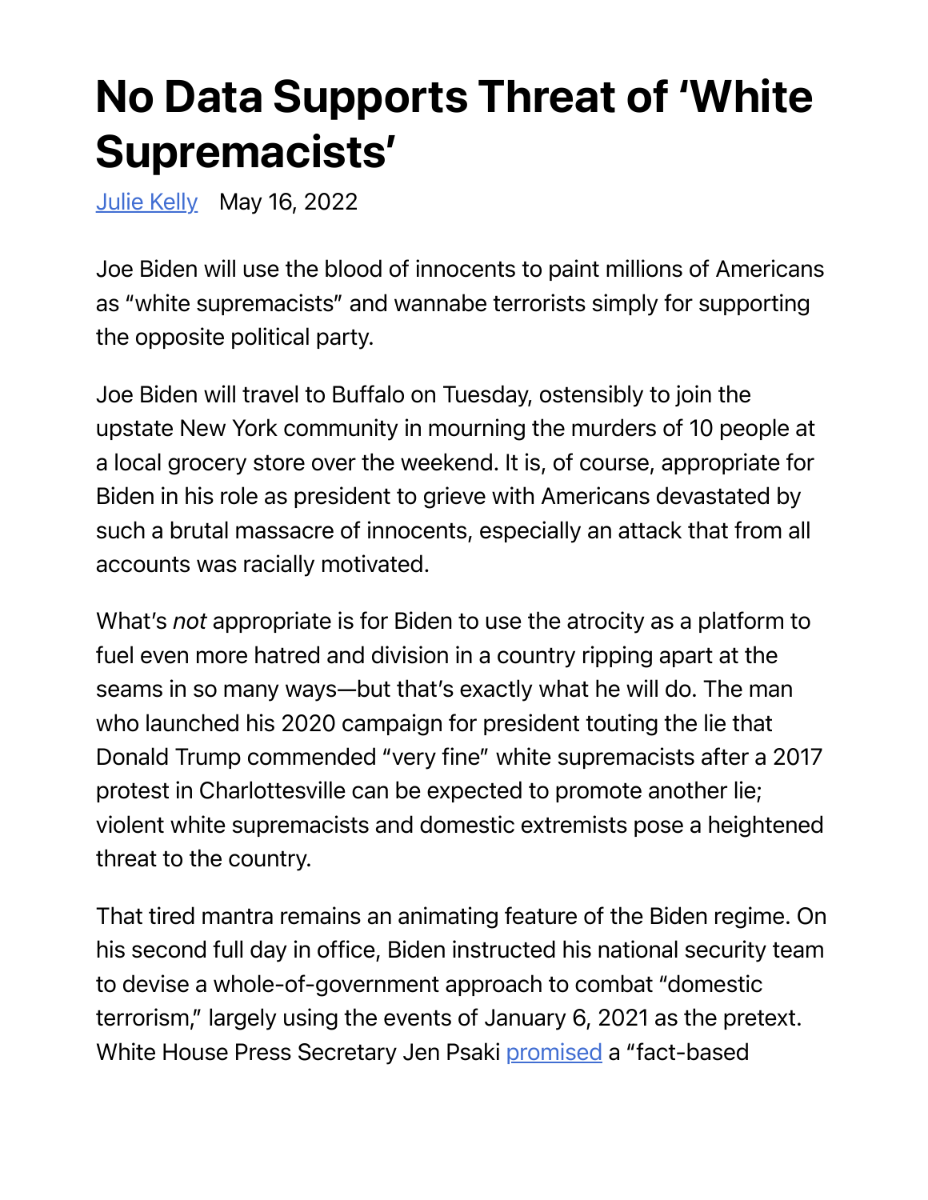# No Data Supports Threat of 'White Supremacists'

[Julie Kelly](#) May 16, 2022

Joe Biden will use the blood of innocents to paint millions of Americans as "white supremacists" and wannabe terrorists simply for supporting the opposite political party.

Joe Biden will travel to Buffalo on Tuesday, ostensibly to join the upstate New York community in mourning the murders of 10 people at a local grocery store over the weekend. It is, of course, appropriate for Biden in his role as president to grieve with Americans devastated by such a brutal massacre of innocents, especially an attack that from all accounts was racially motivated.

What's *not* appropriate is for Biden to use the atrocity as a platform to fuel even more hatred and division in a country ripping apart at the seams in so many ways—but that's exactly what he will do. The man who launched his 2020 campaign for president touting the lie that Donald Trump commended "very fine" white supremacists after a 2017 protest in Charlottesville can be expected to promote another lie; violent white supremacists and domestic extremists pose a heightened threat to the country.

That tired mantra remains an animating feature of the Biden regime. On his second full day in office, Biden instructed his national security team to devise a whole-of-government approach to combat "domestic terrorism," largely using the events of January 6, 2021 as the pretext. White House Press Secretary Jen Psaki [promised](#) a "fact-based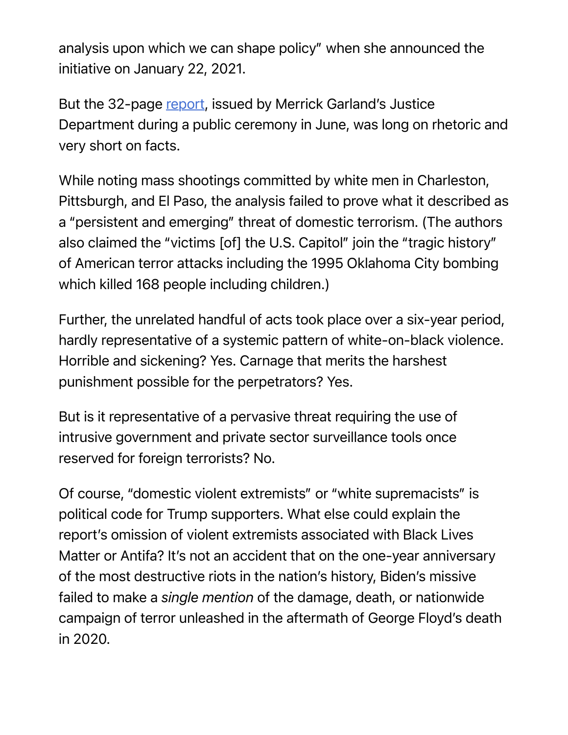analysis upon which we can shape policy" when she announced the initiative on January 22, 2021.

But the 32-page [report](), issued by Merrick Garland's Justice Department during a public ceremony in June, was long on rhetoric and very short on facts.

While noting mass shootings committed by white men in Charleston, Pittsburgh, and El Paso, the analysis failed to prove what it described as a "persistent and emerging" threat of domestic terrorism. (The authors also claimed the "victims [of] the U.S. Capitol" join the "tragic history" of American terror attacks including the 1995 Oklahoma City bombing which killed 168 people including children.)

Further, the unrelated handful of acts took place over a six-year period, hardly representative of a systemic pattern of white-on-black violence. Horrible and sickening? Yes. Carnage that merits the harshest punishment possible for the perpetrators? Yes.

But is it representative of a pervasive threat requiring the use of intrusive government and private sector surveillance tools once reserved for foreign terrorists? No.

Of course, "domestic violent extremists" or "white supremacists" is political code for Trump supporters. What else could explain the report's omission of violent extremists associated with Black Lives Matter or Antifa? It's not an accident that on the one-year anniversary of the most destructive riots in the nation's history, Biden's missive failed to make a *single mention* of the damage, death, or nationwide campaign of terror unleashed in the aftermath of George Floyd's death in 2020.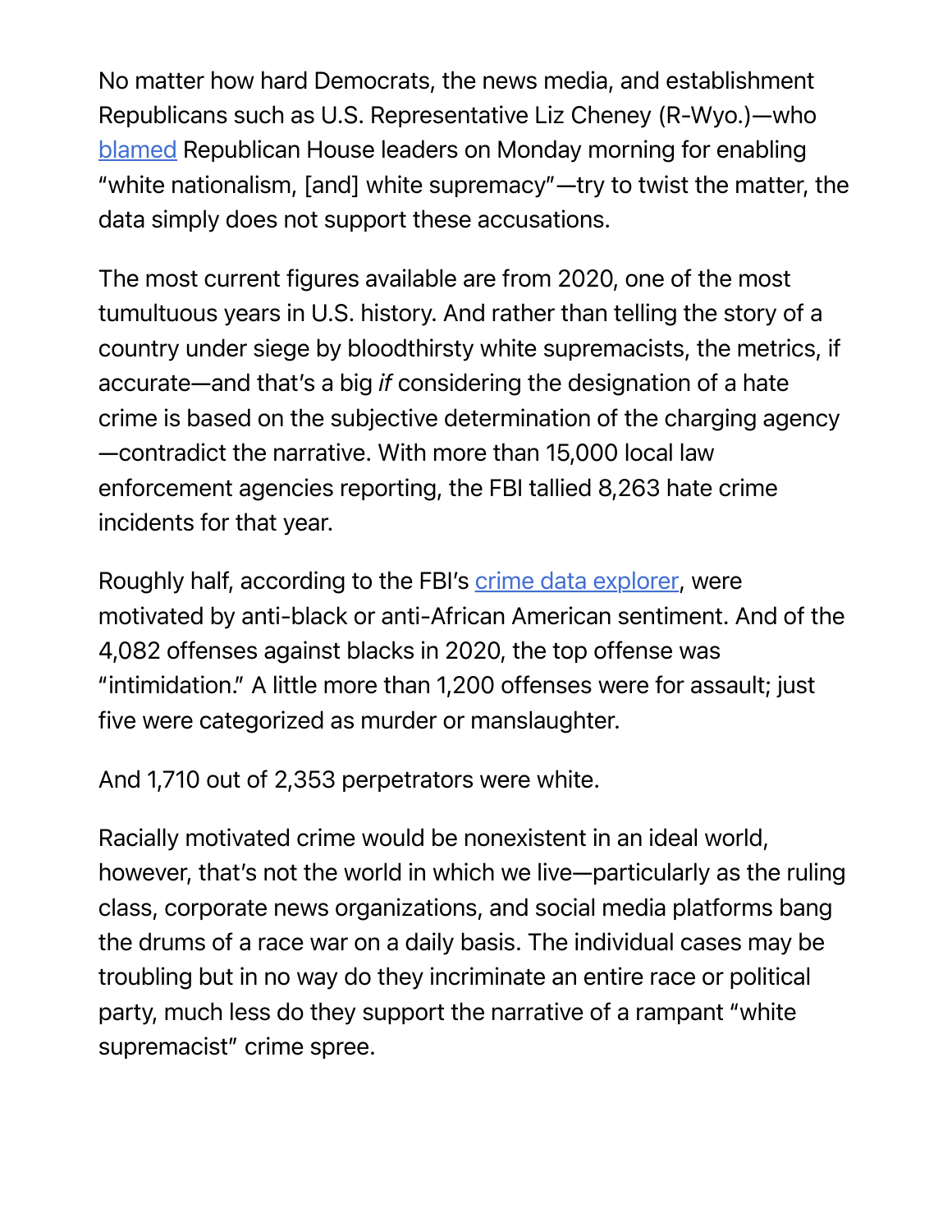No matter how hard Democrats, the news media, and establishment Republicans such as U.S. Representative Liz Cheney (R-Wyo.)—who blamed Republican House leaders on Monday morning for enabling "white nationalism, [and] white supremacy"—try to twist the matter, the data simply does not support these accusations.

The most current figures available are from 2020, one of the most tumultuous years in U.S. history. And rather than telling the story of a country under siege by bloodthirsty white supremacists, the metrics, if accurate—and that's a big *if* considering the designation of a hate crime is based on the subjective determination of the charging agency—contradict the narrative. With more than 15,000 local law enforcement agencies reporting, the FBI tallied 8,263 hate crime incidents for that year.

Roughly half, according to the FBI's crime data explorer, were motivated by anti-black or anti-African American sentiment. And of the 4,082 offenses against blacks in 2020, the top offense was "intimidation." A little more than 1,200 offenses were for assault; just five were categorized as murder or manslaughter.

And 1,710 out of 2,353 perpetrators were white.

Racially motivated crime would be nonexistent in an ideal world, however, that's not the world in which we live—particularly as the ruling class, corporate news organizations, and social media platforms bang the drums of a race war on a daily basis. The individual cases may be troubling but in no way do they incriminate an entire race or political party, much less do they support the narrative of a rampant "white supremacist" crime spree.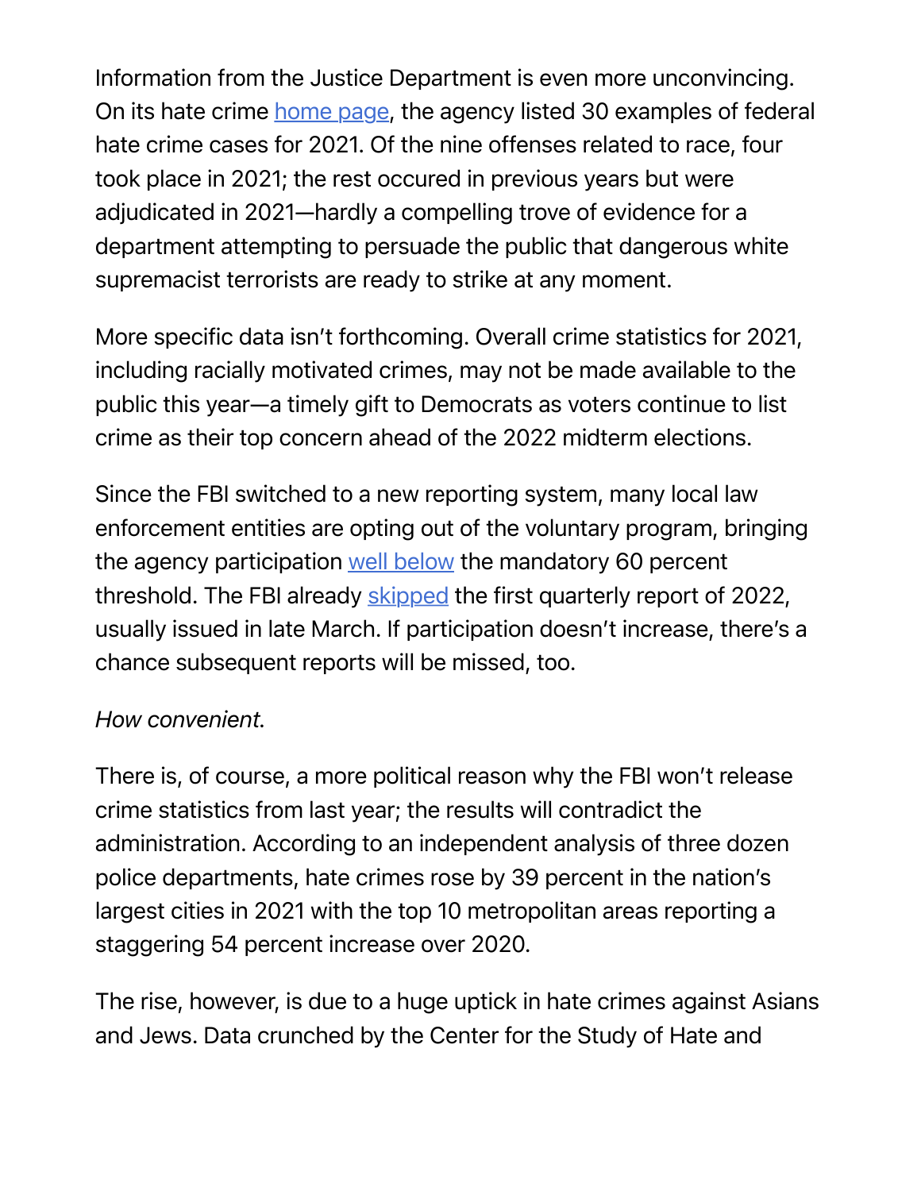Information from the Justice Department is even more unconvincing. On its hate crime home page, the agency listed 30 examples of federal hate crime cases for 2021. Of the nine offenses related to race, four took place in 2021; the rest occured in previous years but were adjudicated in 2021—hardly a compelling trove of evidence for a department attempting to persuade the public that dangerous white supremacist terrorists are ready to strike at any moment.

More specific data isn't forthcoming. Overall crime statistics for 2021, including racially motivated crimes, may not be made available to the public this year—a timely gift to Democrats as voters continue to list crime as their top concern ahead of the 2022 midterm elections.

Since the FBI switched to a new reporting system, many local law enforcement entities are opting out of the voluntary program, bringing the agency participation well below the mandatory 60 percent threshold. The FBI already skipped the first quarterly report of 2022, usually issued in late March. If participation doesn't increase, there's a chance subsequent reports will be missed, too.

*How convenient.*

There is, of course, a more political reason why the FBI won't release crime statistics from last year; the results will contradict the administration. According to an independent analysis of three dozen police departments, hate crimes rose by 39 percent in the nation's largest cities in 2021 with the top 10 metropolitan areas reporting a staggering 54 percent increase over 2020.

The rise, however, is due to a huge uptick in hate crimes against Asians and Jews. Data crunched by the Center for the Study of Hate and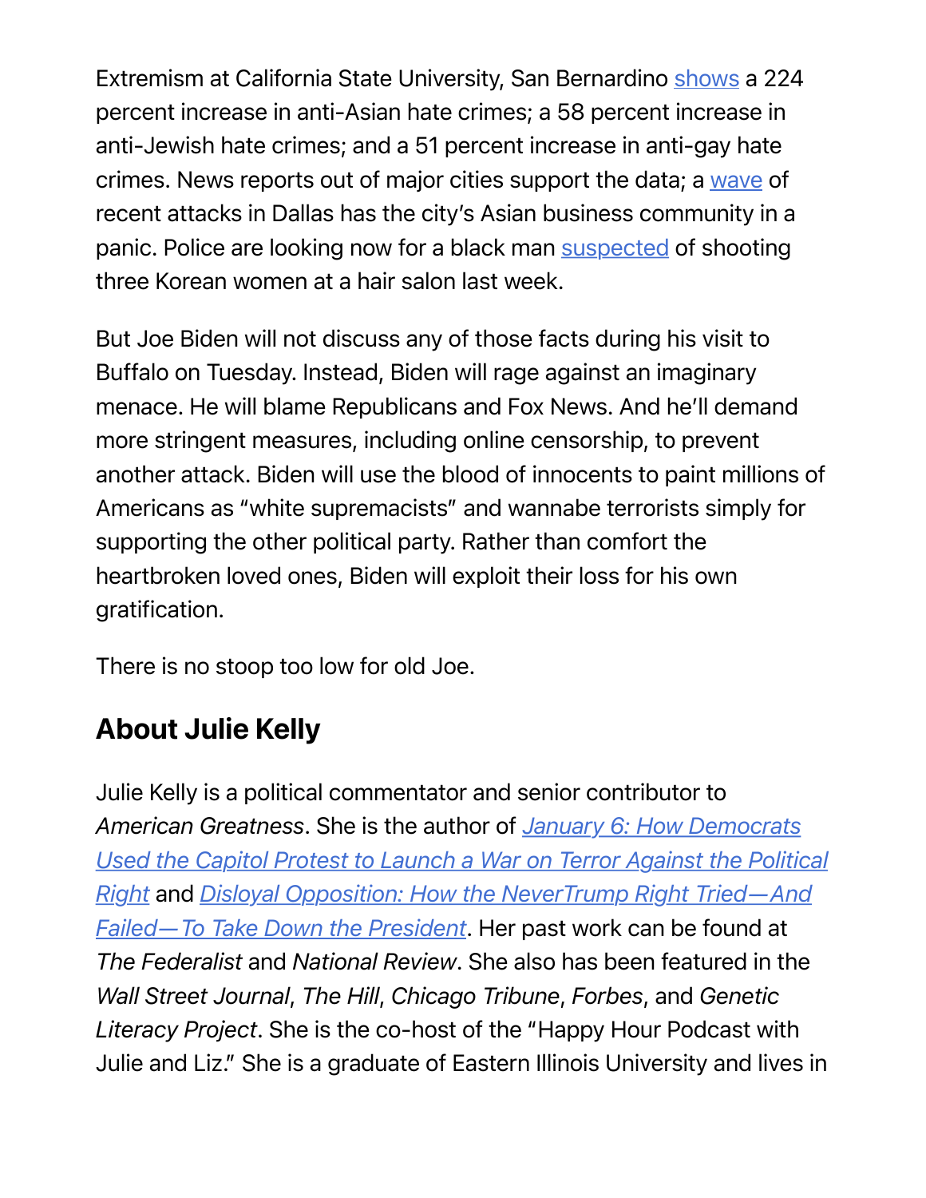Extremism at California State University, San Bernardino shows a 224 percent increase in anti-Asian hate crimes; a 58 percent increase in anti-Jewish hate crimes; and a 51 percent increase in anti-gay hate crimes. News reports out of major cities support the data; a wave of recent attacks in Dallas has the city's Asian business community in a panic. Police are looking now for a black man suspected of shooting three Korean women at a hair salon last week.

But Joe Biden will not discuss any of those facts during his visit to Buffalo on Tuesday. Instead, Biden will rage against an imaginary menace. He will blame Republicans and Fox News. And he'll demand more stringent measures, including online censorship, to prevent another attack. Biden will use the blood of innocents to paint millions of Americans as "white supremacists" and wannabe terrorists simply for supporting the other political party. Rather than comfort the heartbroken loved ones, Biden will exploit their loss for his own gratification.

There is no stoop too low for old Joe.

## About Julie Kelly

Julie Kelly is a political commentator and senior contributor to *American Greatness*. She is the author of *January 6: How Democrats Used the Capitol Protest to Launch a War on Terror Against the Political Right* and *Disloyal Opposition: How the NeverTrump Right Tried—And Failed—To Take Down the President*. Her past work can be found at *The Federalist* and *National Review*. She also has been featured in the *Wall Street Journal*, *The Hill*, *Chicago Tribune*, *Forbes*, and *Genetic Literacy Project*. She is the co-host of the "Happy Hour Podcast with Julie and Liz." She is a graduate of Eastern Illinois University and lives in